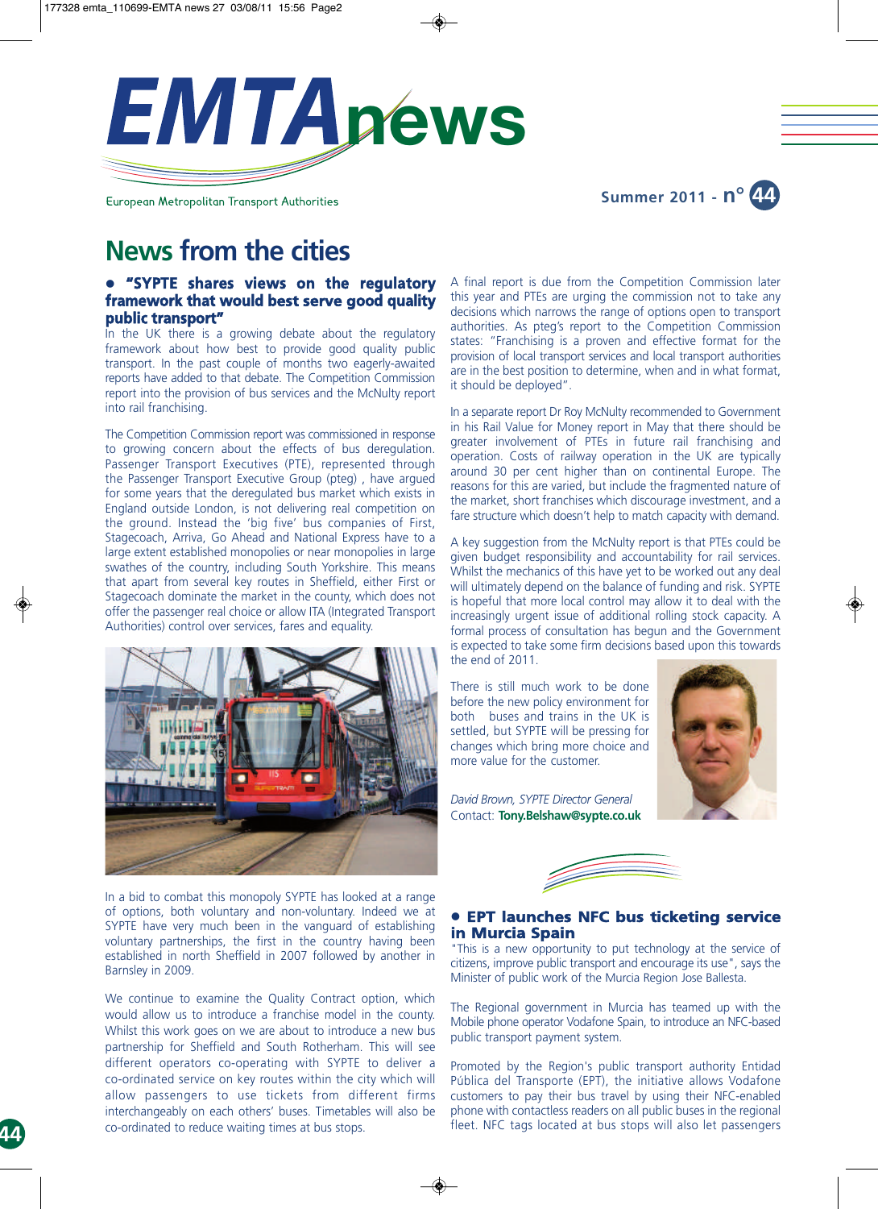# EMTAnews

European Metropolitan Transport Authorities

Summer 2011 - n° 44

## News from the cities

### • "SYPTE shares views on the regulatory framework that would best serve good quality public transport"

In the UK there is a growing debate about the regulatory framework about how best to provide good quality public transport. In the past couple of months two eagerly-awaited reports have added to that debate. The Competition Commission report into the provision of bus services and the McNulty report into rail franchising.

The Competition Commission report was commissioned in response to growing concern about the effects of bus deregulation. Passenger Transport Executives (PTE), represented through the Passenger Transport Executive Group (pteg) , have argued for some years that the deregulated bus market which exists in England outside London, is not delivering real competition on the ground. Instead the 'big five' bus companies of First, Stagecoach, Arriva, Go Ahead and National Express have to a large extent established monopolies or near monopolies in large swathes of the country, including South Yorkshire. This means that apart from several key routes in Sheffield, either First or Stagecoach dominate the market in the county, which does not offer the passenger real choice or allow ITA (Integrated Transport Authorities) control over services, fares and equality.

In a bid to combat this monopoly SYPTE has looked at a range of options, both voluntary and non-voluntary. Indeed we at SYPTE have very much been in the vanguard of establishing voluntary partnerships, the first in the country having been established in north Sheffield in 2007 followed by another in Barnsley in 2009.

We continue to examine the Quality Contract option, which would allow us to introduce a franchise model in the county. Whilst this work goes on we are about to introduce a new bus partnership for Sheffield and South Rotherham. This will see different operators co-operating with SYPTE to deliver a co-ordinated service on key routes within the city which will allow passengers to use tickets from different firms interchangeably on each others' buses. Timetables will also be co-ordinated to reduce waiting times at bus stops.

A final report is due from the Competition Commission later this year and PTEs are urging the commission not to take any decisions which narrows the range of options open to transport authorities. As pteg's report to the Competition Commission states: "Franchising is a proven and effective format for the provision of local transport services and local transport authorities are in the best position to determine, when and in what format, it should be deployed".

In a separate report Dr Roy McNulty recommended to Government in his Rail Value for Money report in May that there should be greater involvement of PTEs in future rail franchising and operation. Costs of railway operation in the UK are typically around 30 per cent higher than on continental Europe. The reasons for this are varied, but include the fragmented nature of the market, short franchises which discourage investment, and a fare structure which doesn't help to match capacity with demand.

A key suggestion from the McNulty report is that PTEs could be given budget responsibility and accountability for rail services. Whilst the mechanics of this have yet to be worked out any deal will ultimately depend on the balance of funding and risk. SYPTE is hopeful that more local control may allow it to deal with the increasingly urgent issue of additional rolling stock capacity. A formal process of consultation has begun and the Government is expected to take some firm decisions based upon this towards the end of 2011.

There is still much work to be done before the new policy environment for both buses and trains in the UK is settled, but SYPTE will be pressing for changes which bring more choice and more value for the customer.

*David Brown, SYPTE Director General*
Contact: **Tony.Belshaw@sypte.co.uk**

### • EPT launches NFC bus ticketing service in Murcia Spain

"This is a new opportunity to put technology at the service of citizens, improve public transport and encourage its use", says the Minister of public work of the Murcia Region Jose Ballesta.

The Regional government in Murcia has teamed up with the Mobile phone operator Vodafone Spain, to introduce an NFC-based public transport payment system.

Promoted by the Region's public transport authority Entidad Pública del Transporte (EPT), the initiative allows Vodafone customers to pay their bus travel by using their NFC-enabled phone with contactless readers on all public buses in the regional fleet. NFC tags located at bus stops will also let passengers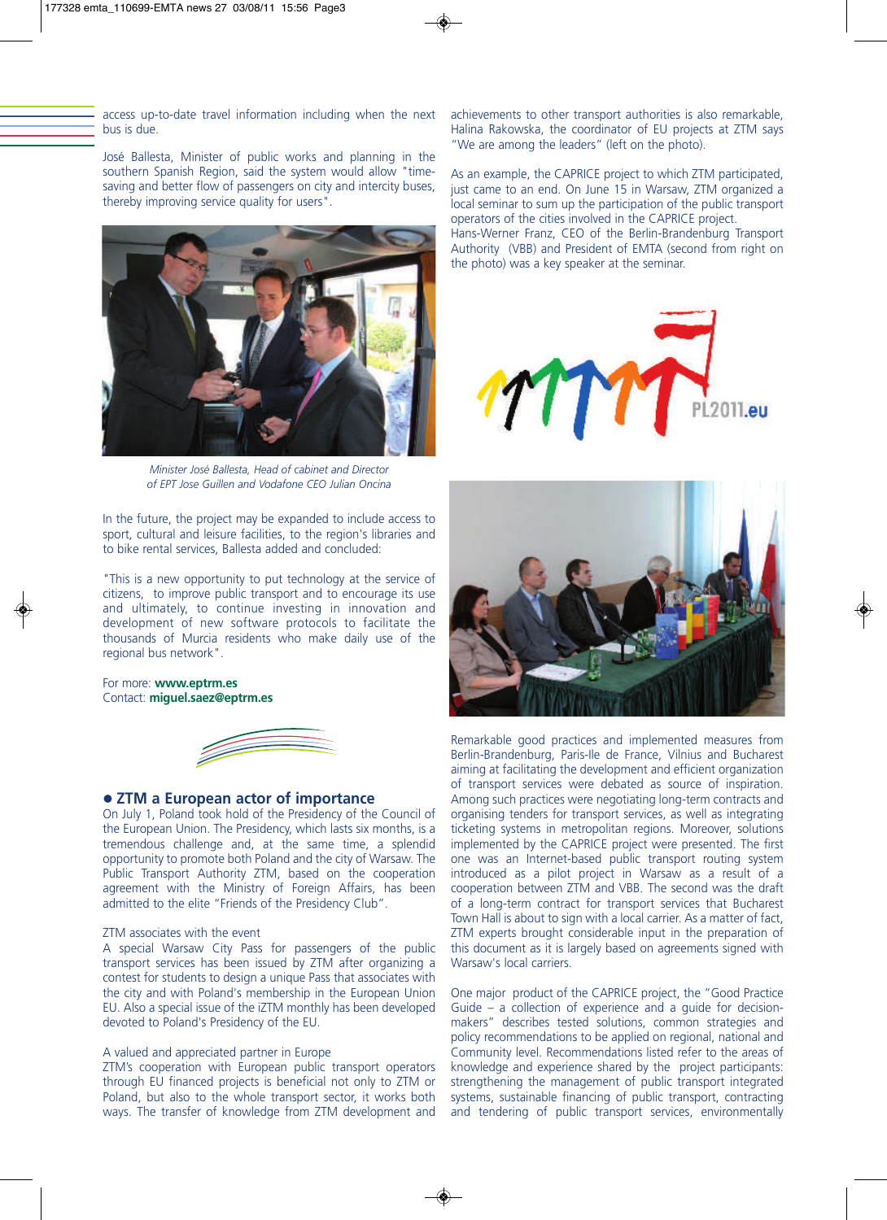access up-to-date travel information including when the next bus is due.

José Ballesta, Minister of public works and planning in the southern Spanish Region, said the system would allow "time-saving and better flow of passengers on city and intercity buses, thereby improving service quality for users".

*Minister José Ballesta, Head of cabinet and Director of EPT Jose Guillen and Vodafone CEO Julian Oncina*

In the future, the project may be expanded to include access to sport, cultural and leisure facilities, to the region's libraries and to bike rental services, Ballesta added and concluded:

"This is a new opportunity to put technology at the service of citizens, to improve public transport and to encourage its use and ultimately, to continue investing in innovation and development of new software protocols to facilitate the thousands of Murcia residents who make daily use of the regional bus network".

For more: **www.eptrm.es**
Contact: **miguel.saez@eptrm.es**

## • ZTM a European actor of importance

On July 1, Poland took hold of the Presidency of the Council of the European Union. The Presidency, which lasts six months, is a tremendous challenge and, at the same time, a splendid opportunity to promote both Poland and the city of Warsaw. The Public Transport Authority ZTM, based on the cooperation agreement with the Ministry of Foreign Affairs, has been admitted to the elite "Friends of the Presidency Club".

ZTM associates with the event

A special Warsaw City Pass for passengers of the public transport services has been issued by ZTM after organizing a contest for students to design a unique Pass that associates with the city and with Poland's membership in the European Union EU. Also a special issue of the iZTM monthly has been developed devoted to Poland's Presidency of the EU.

A valued and appreciated partner in Europe

ZTM's cooperation with European public transport operators through EU financed projects is beneficial not only to ZTM or Poland, but also to the whole transport sector, it works both ways. The transfer of knowledge from ZTM development and achievements to other transport authorities is also remarkable, Halina Rakowska, the coordinator of EU projects at ZTM says "We are among the leaders" (left on the photo).

As an example, the CAPRICE project to which ZTM participated, just came to an end. On June 15 in Warsaw, ZTM organized a local seminar to sum up the participation of the public transport operators of the cities involved in the CAPRICE project. Hans-Werner Franz, CEO of the Berlin-Brandenburg Transport Authority (VBB) and President of EMTA (second from right on the photo) was a key speaker at the seminar.

PL2011.eu

Remarkable good practices and implemented measures from Berlin-Brandenburg, Paris-Ile de France, Vilnius and Bucharest aiming at facilitating the development and efficient organization of transport services were debated as source of inspiration. Among such practices were negotiating long-term contracts and organising tenders for transport services, as well as integrating ticketing systems in metropolitan regions. Moreover, solutions implemented by the CAPRICE project were presented. The first one was an Internet-based public transport routing system introduced as a pilot project in Warsaw as a result of a cooperation between ZTM and VBB. The second was the draft of a long-term contract for transport services that Bucharest Town Hall is about to sign with a local carrier. As a matter of fact, ZTM experts brought considerable input in the preparation of this document as it is largely based on agreements signed with Warsaw's local carriers.

One major product of the CAPRICE project, the "Good Practice Guide – a collection of experience and a guide for decision-makers" describes tested solutions, common strategies and policy recommendations to be applied on regional, national and Community level. Recommendations listed refer to the areas of knowledge and experience shared by the project participants: strengthening the management of public transport integrated systems, sustainable financing of public transport, contracting and tendering of public transport services, environmentally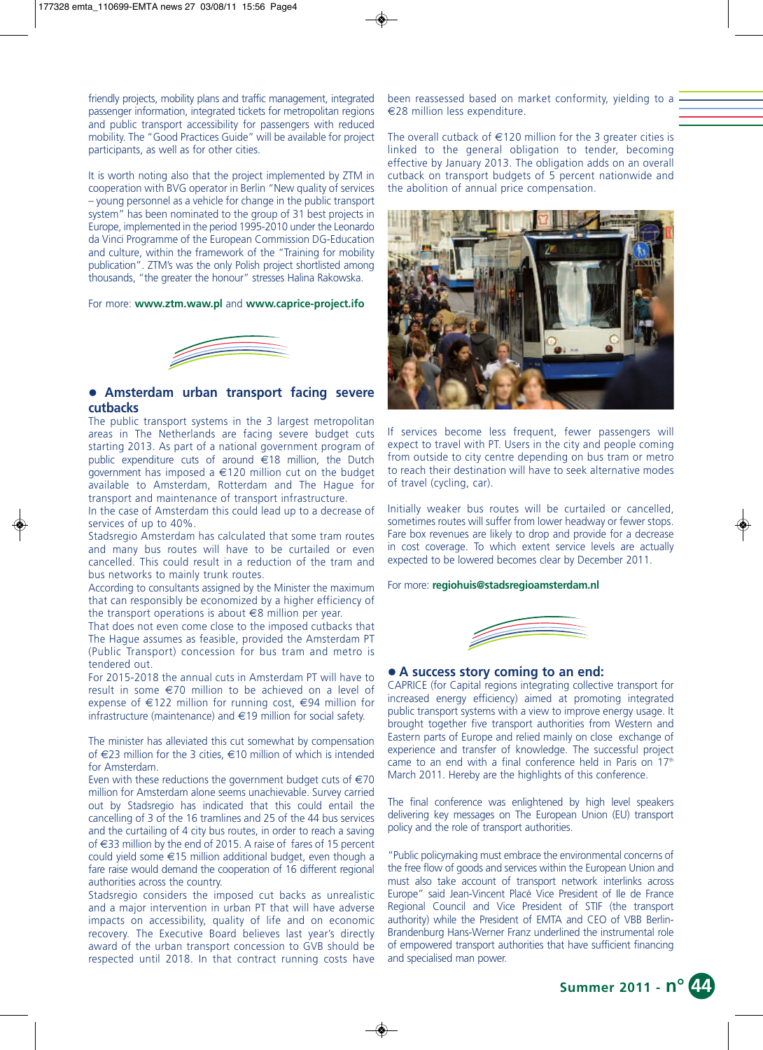friendly projects, mobility plans and traffic management, integrated passenger information, integrated tickets for metropolitan regions and public transport accessibility for passengers with reduced mobility. The "Good Practices Guide" will be available for project participants, as well as for other cities.

It is worth noting also that the project implemented by ZTM in cooperation with BVG operator in Berlin "New quality of services – young personnel as a vehicle for change in the public transport system" has been nominated to the group of 31 best projects in Europe, implemented in the period 1995-2010 under the Leonardo da Vinci Programme of the European Commission DG-Education and culture, within the framework of the "Training for mobility publication". ZTM's was the only Polish project shortlisted among thousands, "the greater the honour" stresses Halina Rakowska.

For more: **www.ztm.waw.pl** and **www.caprice-project.ifo**

## • Amsterdam urban transport facing severe cutbacks

The public transport systems in the 3 largest metropolitan areas in The Netherlands are facing severe budget cuts starting 2013. As part of a national government program of public expenditure cuts of around €18 million, the Dutch government has imposed a €120 million cut on the budget available to Amsterdam, Rotterdam and The Hague for transport and maintenance of transport infrastructure.

In the case of Amsterdam this could lead up to a decrease of services of up to 40%.

Stadsregio Amsterdam has calculated that some tram routes and many bus routes will have to be curtailed or even cancelled. This could result in a reduction of the tram and bus networks to mainly trunk routes.

According to consultants assigned by the Minister the maximum that can responsibly be economized by a higher efficiency of the transport operations is about €8 million per year.

That does not even come close to the imposed cutbacks that The Hague assumes as feasible, provided the Amsterdam PT (Public Transport) concession for bus tram and metro is tendered out.

For 2015-2018 the annual cuts in Amsterdam PT will have to result in some €70 million to be achieved on a level of expense of €122 million for running cost, €94 million for infrastructure (maintenance) and €19 million for social safety.

The minister has alleviated this cut somewhat by compensation of €23 million for the 3 cities, €10 million of which is intended for Amsterdam.

Even with these reductions the government budget cuts of €70 million for Amsterdam alone seems unachievable. Survey carried out by Stadsregio has indicated that this could entail the cancelling of 3 of the 16 tramlines and 25 of the 44 bus services and the curtailing of 4 city bus routes, in order to reach a saving of €33 million by the end of 2015. A raise of fares of 15 percent could yield some €15 million additional budget, even though a fare raise would demand the cooperation of 16 different regional authorities across the country.

Stadsregio considers the imposed cut backs as unrealistic and a major intervention in urban PT that will have adverse impacts on accessibility, quality of life and on economic recovery. The Executive Board believes last year's directly award of the urban transport concession to GVB should be respected until 2018. In that contract running costs have been reassessed based on market conformity, yielding to a €28 million less expenditure.

The overall cutback of €120 million for the 3 greater cities is linked to the general obligation to tender, becoming effective by January 2013. The obligation adds on an overall cutback on transport budgets of 5 percent nationwide and the abolition of annual price compensation.

If services become less frequent, fewer passengers will expect to travel with PT. Users in the city and people coming from outside to city centre depending on bus tram or metro to reach their destination will have to seek alternative modes of travel (cycling, car).

Initially weaker bus routes will be curtailed or cancelled, sometimes routes will suffer from lower headway or fewer stops. Fare box revenues are likely to drop and provide for a decrease in cost coverage. To which extent service levels are actually expected to be lowered becomes clear by December 2011.

For more: **regiohuis@stadsregioamsterdam.nl**

## • A success story coming to an end:

CAPRICE (for Capital regions integrating collective transport for increased energy efficiency) aimed at promoting integrated public transport systems with a view to improve energy usage. It brought together five transport authorities from Western and Eastern parts of Europe and relied mainly on close exchange of experience and transfer of knowledge. The successful project came to an end with a final conference held in Paris on 17th March 2011. Hereby are the highlights of this conference.

The final conference was enlightened by high level speakers delivering key messages on The European Union (EU) transport policy and the role of transport authorities.

"Public policymaking must embrace the environmental concerns of the free flow of goods and services within the European Union and must also take account of transport network interlinks across Europe" said Jean-Vincent Placé Vice President of Ile de France Regional Council and Vice President of STIF (the transport authority) while the President of EMTA and CEO of VBB Berlin-Brandenburg Hans-Werner Franz underlined the instrumental role of empowered transport authorities that have sufficient financing and specialised man power.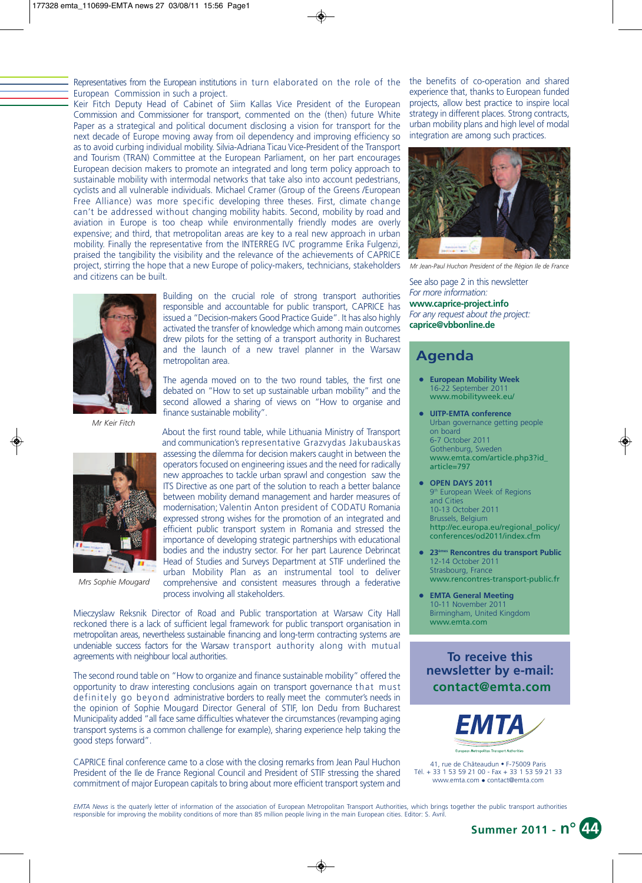Representatives from the European institutions in turn elaborated on the role of the European Commission in such a project.

Keir Fitch Deputy Head of Cabinet of Siim Kallas Vice President of the European Commission and Commissioner for transport, commented on the (then) future White Paper as a strategical and political document disclosing a vision for transport for the next decade of Europe moving away from oil dependency and improving efficiency so as to avoid curbing individual mobility. Silvia-Adriana Ticau Vice-President of the Transport and Tourism (TRAN) Committee at the European Parliament, on her part encourages European decision makers to promote an integrated and long term policy approach to sustainable mobility with intermodal networks that take also into account pedestrians, cyclists and all vulnerable individuals. Michael Cramer (Group of the Greens /European Free Alliance) was more specific developing three theses. First, climate change can't be addressed without changing mobility habits. Second, mobility by road and aviation in Europe is too cheap while environmentally friendly modes are overly expensive; and third, that metropolitan areas are key to a real new approach in urban mobility. Finally the representative from the INTERREG IVC programme Erika Fulgenzi, praised the tangibility the visibility and the relevance of the achievements of CAPRICE project, stirring the hope that a new Europe of policy-makers, technicians, stakeholders and citizens can be built.

Mr Keir Fitch

Building on the crucial role of strong transport authorities responsible and accountable for public transport, CAPRICE has issued a "Decision-makers Good Practice Guide". It has also highly activated the transfer of knowledge which among main outcomes drew pilots for the setting of a transport authority in Bucharest and the launch of a new travel planner in the Warsaw metropolitan area.

The agenda moved on to the two round tables, the first one debated on "How to set up sustainable urban mobility" and the second allowed a sharing of views on "How to organise and finance sustainable mobility".

Mrs Sophie Mougard

About the first round table, while Lithuania Ministry of Transport and communication's representative Grazvydas Jakubauskas assessing the dilemma for decision makers caught in between the operators focused on engineering issues and the need for radically new approaches to tackle urban sprawl and congestion saw the ITS Directive as one part of the solution to reach a better balance between mobility demand management and harder measures of modernisation; Valentin Anton president of CODATU Romania expressed strong wishes for the promotion of an integrated and efficient public transport system in Romania and stressed the importance of developing strategic partnerships with educational bodies and the industry sector. For her part Laurence Debrincat Head of Studies and Surveys Department at STIF underlined the urban Mobility Plan as an instrumental tool to deliver comprehensive and consistent measures through a federative process involving all stakeholders.

Mieczyslaw Reksnik Director of Road and Public transportation at Warsaw City Hall reckoned there is a lack of sufficient legal framework for public transport organisation in metropolitan areas, nevertheless sustainable financing and long-term contracting systems are undeniable success factors for the Warsaw transport authority along with mutual agreements with neighbour local authorities.

The second round table on "How to organize and finance sustainable mobility" offered the opportunity to draw interesting conclusions again on transport governance that must definitely go beyond administrative borders to really meet the commuter's needs in the opinion of Sophie Mougard Director General of STIF, Ion Dedu from Bucharest Municipality added "all face same difficulties whatever the circumstances (revamping aging transport systems is a common challenge for example), sharing experience help taking the good steps forward".

CAPRICE final conference came to a close with the closing remarks from Jean Paul Huchon President of the Ile de France Regional Council and President of STIF stressing the shared commitment of major European capitals to bring about more efficient transport system and the benefits of co-operation and shared experience that, thanks to European funded projects, allow best practice to inspire local strategy in different places. Strong contracts, urban mobility plans and high level of modal integration are among such practices.

*Mr Jean-Paul Huchon President of the Région Ile de France*

See also page 2 in this newsletter

*For more information:*

**www.caprice-project.info**

*For any request about the project:*

**caprice@vbbonline.de**

## Agenda

- **European Mobility Week**
  16-22 September 2011
  www.mobilityweek.eu/

- **UITP-EMTA conference**
  Urban governance getting people on board
  6-7 October 2011
  Gothenburg, Sweden
  www.emta.com/article.php3?id_article=797

- **OPEN DAYS 2011**
  9th European Week of Regions and Cities
  10-13 October 2011
  Brussels, Belgium
  http://ec.europa.eu/regional_policy/conferences/od2011/index.cfm

- **23èmes Rencontres du transport Public**
  12-14 October 2011
  Strasbourg, France
  www.rencontres-transport-public.fr

- **EMTA General Meeting**
  10-11 November 2011
  Birmingham, United Kingdom
  www.emta.com

**To receive this newsletter by e-mail: contact@emta.com**

EMTA
European Metropolitan Transport Authorities

41, rue de Châteaudun • F-75009 Paris
Tél. + 33 1 53 59 21 00 - Fax + 33 1 53 59 21 33
www.emta.com • contact@emta.com

*EMTA News* is the quaterly letter of information of the association of European Metropolitan Transport Authorities, which brings together the public transport authorities responsible for improving the mobility conditions of more than 85 million people living in the main European cities. Editor: S. Avril.

**Summer 2011 - n° 44**